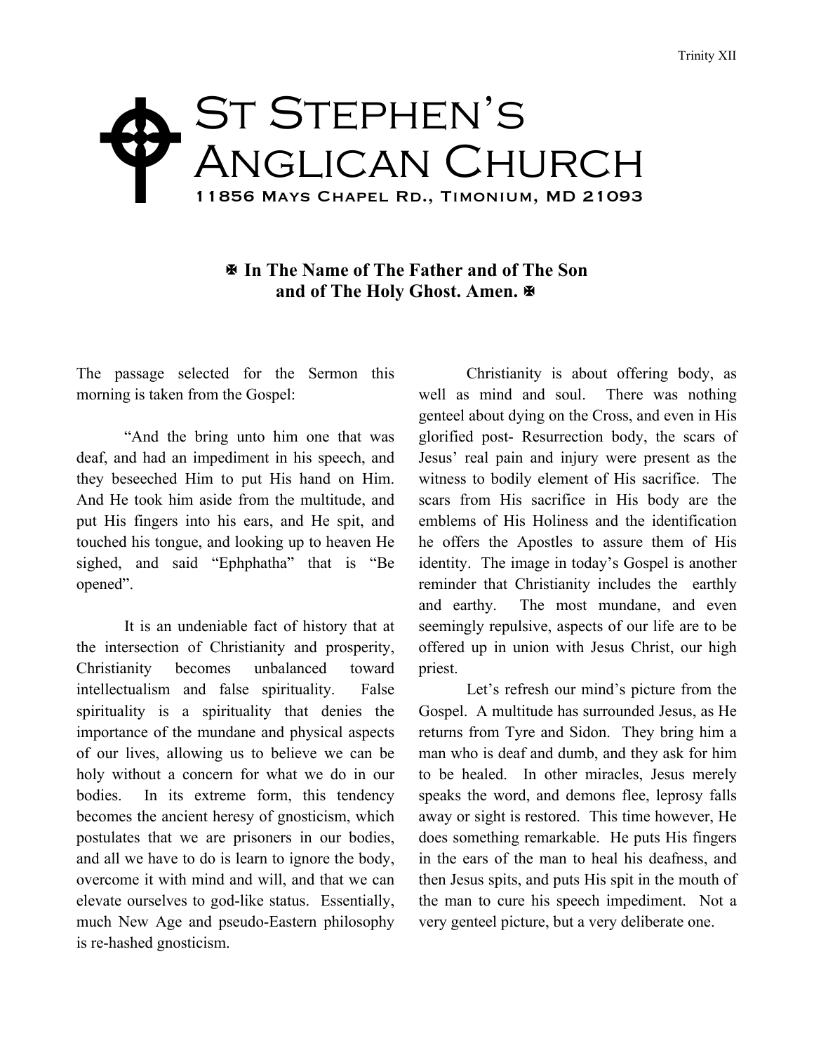Trinity XII

# St Stephen's Anglican Church

11856 Mays Chapel Rd., Timonium, MD 21093

**✠ In The Name of The Father and of The Son and of The Holy Ghost. Amen. ✠**

The passage selected for the Sermon this morning is taken from the Gospel:

"And the bring unto him one that was deaf, and had an impediment in his speech, and they beseeched Him to put His hand on Him. And He took him aside from the multitude, and put His fingers into his ears, and He spit, and touched his tongue, and looking up to heaven He sighed, and said "Ephphatha" that is "Be opened".

It is an undeniable fact of history that at the intersection of Christianity and prosperity, Christianity becomes unbalanced toward intellectualism and false spirituality. False spirituality is a spirituality that denies the importance of the mundane and physical aspects of our lives, allowing us to believe we can be holy without a concern for what we do in our bodies. In its extreme form, this tendency becomes the ancient heresy of gnosticism, which postulates that we are prisoners in our bodies, and all we have to do is learn to ignore the body, overcome it with mind and will, and that we can elevate ourselves to god-like status. Essentially, much New Age and pseudo-Eastern philosophy is re-hashed gnosticism.

Christianity is about offering body, as well as mind and soul. There was nothing genteel about dying on the Cross, and even in His glorified post- Resurrection body, the scars of Jesus' real pain and injury were present as the witness to bodily element of His sacrifice. The scars from His sacrifice in His body are the emblems of His Holiness and the identification he offers the Apostles to assure them of His identity. The image in today's Gospel is another reminder that Christianity includes the earthly and earthy. The most mundane, and even seemingly repulsive, aspects of our life are to be offered up in union with Jesus Christ, our high priest.

Let's refresh our mind's picture from the Gospel. A multitude has surrounded Jesus, as He returns from Tyre and Sidon. They bring him a man who is deaf and dumb, and they ask for him to be healed. In other miracles, Jesus merely speaks the word, and demons flee, leprosy falls away or sight is restored. This time however, He does something remarkable. He puts His fingers in the ears of the man to heal his deafness, and then Jesus spits, and puts His spit in the mouth of the man to cure his speech impediment. Not a very genteel picture, but a very deliberate one.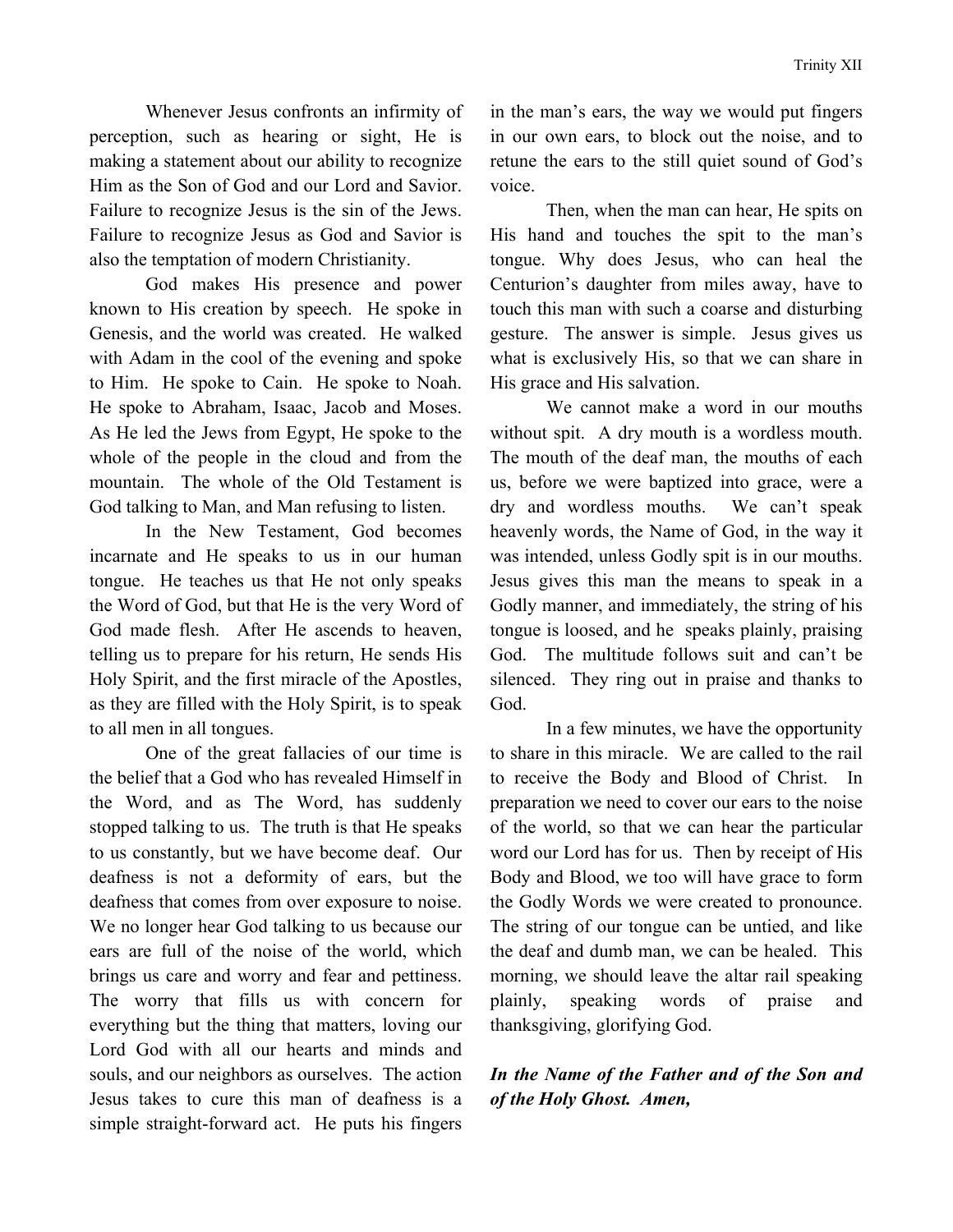Whenever Jesus confronts an infirmity of perception, such as hearing or sight, He is making a statement about our ability to recognize Him as the Son of God and our Lord and Savior. Failure to recognize Jesus is the sin of the Jews. Failure to recognize Jesus as God and Savior is also the temptation of modern Christianity.

God makes His presence and power known to His creation by speech. He spoke in Genesis, and the world was created. He walked with Adam in the cool of the evening and spoke to Him. He spoke to Cain. He spoke to Noah. He spoke to Abraham, Isaac, Jacob and Moses. As He led the Jews from Egypt, He spoke to the whole of the people in the cloud and from the mountain. The whole of the Old Testament is God talking to Man, and Man refusing to listen.

In the New Testament, God becomes incarnate and He speaks to us in our human tongue. He teaches us that He not only speaks the Word of God, but that He is the very Word of God made flesh. After He ascends to heaven, telling us to prepare for his return, He sends His Holy Spirit, and the first miracle of the Apostles, as they are filled with the Holy Spirit, is to speak to all men in all tongues.

One of the great fallacies of our time is the belief that a God who has revealed Himself in the Word, and as The Word, has suddenly stopped talking to us. The truth is that He speaks to us constantly, but we have become deaf. Our deafness is not a deformity of ears, but the deafness that comes from over exposure to noise. We no longer hear God talking to us because our ears are full of the noise of the world, which brings us care and worry and fear and pettiness. The worry that fills us with concern for everything but the thing that matters, loving our Lord God with all our hearts and minds and souls, and our neighbors as ourselves. The action Jesus takes to cure this man of deafness is a simple straight-forward act. He puts his fingers in the man's ears, the way we would put fingers in our own ears, to block out the noise, and to retune the ears to the still quiet sound of God's voice.

Then, when the man can hear, He spits on His hand and touches the spit to the man's tongue. Why does Jesus, who can heal the Centurion's daughter from miles away, have to touch this man with such a coarse and disturbing gesture. The answer is simple. Jesus gives us what is exclusively His, so that we can share in His grace and His salvation.

We cannot make a word in our mouths without spit. A dry mouth is a wordless mouth. The mouth of the deaf man, the mouths of each us, before we were baptized into grace, were a dry and wordless mouths. We can't speak heavenly words, the Name of God, in the way it was intended, unless Godly spit is in our mouths. Jesus gives this man the means to speak in a Godly manner, and immediately, the string of his tongue is loosed, and he speaks plainly, praising God. The multitude follows suit and can't be silenced. They ring out in praise and thanks to God.

In a few minutes, we have the opportunity to share in this miracle. We are called to the rail to receive the Body and Blood of Christ. In preparation we need to cover our ears to the noise of the world, so that we can hear the particular word our Lord has for us. Then by receipt of His Body and Blood, we too will have grace to form the Godly Words we were created to pronounce. The string of our tongue can be untied, and like the deaf and dumb man, we can be healed. This morning, we should leave the altar rail speaking plainly, speaking words of praise and thanksgiving, glorifying God.

***In the Name of the Father and of the Son and of the Holy Ghost. Amen,***